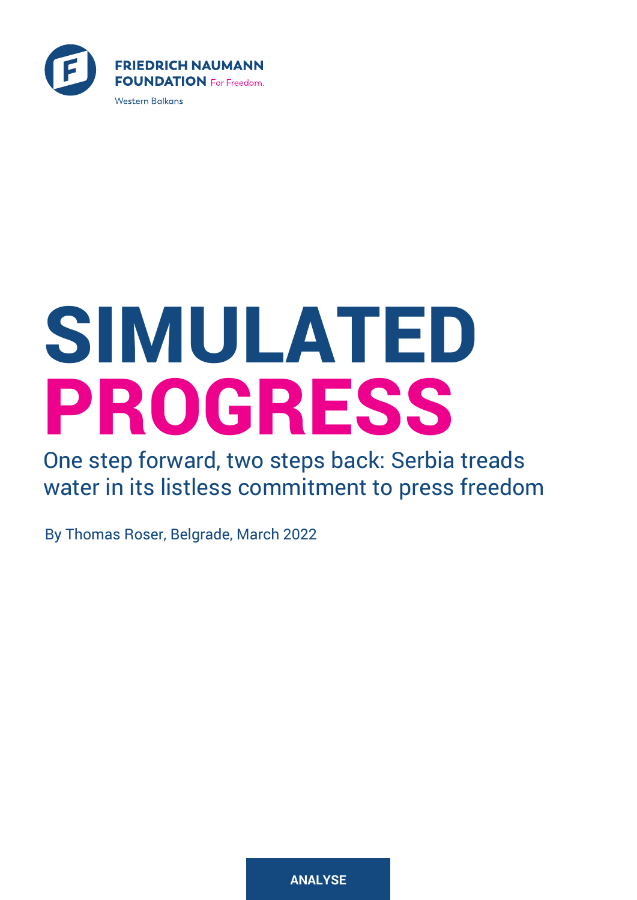FRIEDRICH NAUMANN FOUNDATION For Freedom.

Western Balkans

# SIMULATED PROGRESS

## One step forward, two steps back: Serbia treads water in its listless commitment to press freedom

By Thomas Roser, Belgrade, March 2022

**ANALYSE**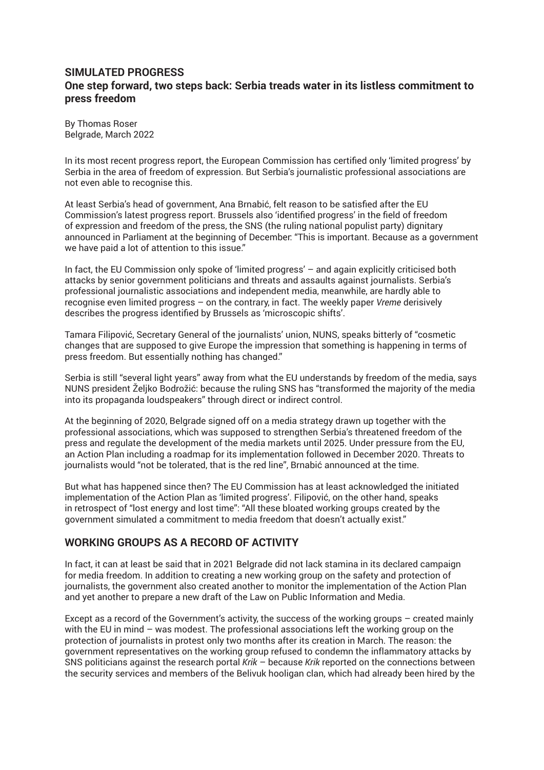## SIMULATED PROGRESS

### One step forward, two steps back: Serbia treads water in its listless commitment to press freedom

By Thomas Roser
Belgrade, March 2022

In its most recent progress report, the European Commission has certified only 'limited progress' by Serbia in the area of freedom of expression. But Serbia's journalistic professional associations are not even able to recognise this.

At least Serbia's head of government, Ana Brnabić, felt reason to be satisfied after the EU Commission's latest progress report. Brussels also 'identified progress' in the field of freedom of expression and freedom of the press, the SNS (the ruling national populist party) dignitary announced in Parliament at the beginning of December: "This is important. Because as a government we have paid a lot of attention to this issue."

In fact, the EU Commission only spoke of 'limited progress' – and again explicitly criticised both attacks by senior government politicians and threats and assaults against journalists. Serbia's professional journalistic associations and independent media, meanwhile, are hardly able to recognise even limited progress – on the contrary, in fact. The weekly paper *Vreme* derisively describes the progress identified by Brussels as 'microscopic shifts'.

Tamara Filipović, Secretary General of the journalists' union, NUNS, speaks bitterly of "cosmetic changes that are supposed to give Europe the impression that something is happening in terms of press freedom. But essentially nothing has changed."

Serbia is still "several light years" away from what the EU understands by freedom of the media, says NUNS president Željko Bodrožić: because the ruling SNS has "transformed the majority of the media into its propaganda loudspeakers" through direct or indirect control.

At the beginning of 2020, Belgrade signed off on a media strategy drawn up together with the professional associations, which was supposed to strengthen Serbia's threatened freedom of the press and regulate the development of the media markets until 2025. Under pressure from the EU, an Action Plan including a roadmap for its implementation followed in December 2020. Threats to journalists would "not be tolerated, that is the red line", Brnabić announced at the time.

But what has happened since then? The EU Commission has at least acknowledged the initiated implementation of the Action Plan as 'limited progress'. Filipović, on the other hand, speaks in retrospect of "lost energy and lost time": "All these bloated working groups created by the government simulated a commitment to media freedom that doesn't actually exist."

## WORKING GROUPS AS A RECORD OF ACTIVITY

In fact, it can at least be said that in 2021 Belgrade did not lack stamina in its declared campaign for media freedom. In addition to creating a new working group on the safety and protection of journalists, the government also created another to monitor the implementation of the Action Plan and yet another to prepare a new draft of the Law on Public Information and Media.

Except as a record of the Government's activity, the success of the working groups – created mainly with the EU in mind – was modest. The professional associations left the working group on the protection of journalists in protest only two months after its creation in March. The reason: the government representatives on the working group refused to condemn the inflammatory attacks by SNS politicians against the research portal *Krik* – because *Krik* reported on the connections between the security services and members of the Belivuk hooligan clan, which had already been hired by the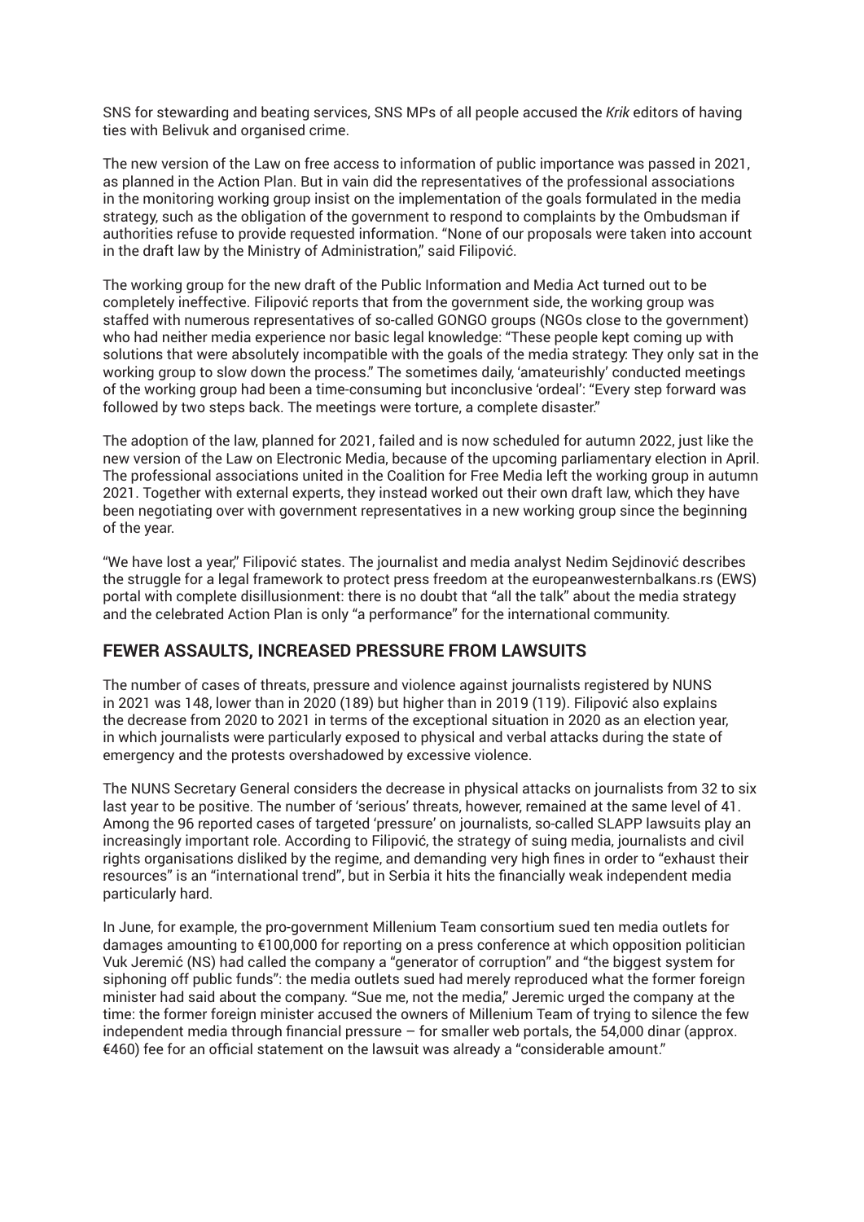SNS for stewarding and beating services, SNS MPs of all people accused the *Krik* editors of having ties with Belivuk and organised crime.

The new version of the Law on free access to information of public importance was passed in 2021, as planned in the Action Plan. But in vain did the representatives of the professional associations in the monitoring working group insist on the implementation of the goals formulated in the media strategy, such as the obligation of the government to respond to complaints by the Ombudsman if authorities refuse to provide requested information. "None of our proposals were taken into account in the draft law by the Ministry of Administration," said Filipović.

The working group for the new draft of the Public Information and Media Act turned out to be completely ineffective. Filipović reports that from the government side, the working group was staffed with numerous representatives of so-called GONGO groups (NGOs close to the government) who had neither media experience nor basic legal knowledge: "These people kept coming up with solutions that were absolutely incompatible with the goals of the media strategy: They only sat in the working group to slow down the process." The sometimes daily, 'amateurishly' conducted meetings of the working group had been a time-consuming but inconclusive 'ordeal': "Every step forward was followed by two steps back. The meetings were torture, a complete disaster."

The adoption of the law, planned for 2021, failed and is now scheduled for autumn 2022, just like the new version of the Law on Electronic Media, because of the upcoming parliamentary election in April. The professional associations united in the Coalition for Free Media left the working group in autumn 2021. Together with external experts, they instead worked out their own draft law, which they have been negotiating over with government representatives in a new working group since the beginning of the year.

"We have lost a year," Filipović states. The journalist and media analyst Nedim Sejdinović describes the struggle for a legal framework to protect press freedom at the europeanwesternbalkans.rs (EWS) portal with complete disillusionment: there is no doubt that "all the talk" about the media strategy and the celebrated Action Plan is only "a performance" for the international community.

## FEWER ASSAULTS, INCREASED PRESSURE FROM LAWSUITS

The number of cases of threats, pressure and violence against journalists registered by NUNS in 2021 was 148, lower than in 2020 (189) but higher than in 2019 (119). Filipović also explains the decrease from 2020 to 2021 in terms of the exceptional situation in 2020 as an election year, in which journalists were particularly exposed to physical and verbal attacks during the state of emergency and the protests overshadowed by excessive violence.

The NUNS Secretary General considers the decrease in physical attacks on journalists from 32 to six last year to be positive. The number of 'serious' threats, however, remained at the same level of 41. Among the 96 reported cases of targeted 'pressure' on journalists, so-called SLAPP lawsuits play an increasingly important role. According to Filipović, the strategy of suing media, journalists and civil rights organisations disliked by the regime, and demanding very high fines in order to "exhaust their resources" is an "international trend", but in Serbia it hits the financially weak independent media particularly hard.

In June, for example, the pro-government Millenium Team consortium sued ten media outlets for damages amounting to €100,000 for reporting on a press conference at which opposition politician Vuk Jeremić (NS) had called the company a "generator of corruption" and "the biggest system for siphoning off public funds": the media outlets sued had merely reproduced what the former foreign minister had said about the company. "Sue me, not the media," Jeremic urged the company at the time: the former foreign minister accused the owners of Millenium Team of trying to silence the few independent media through financial pressure – for smaller web portals, the 54,000 dinar (approx. €460) fee for an official statement on the lawsuit was already a "considerable amount."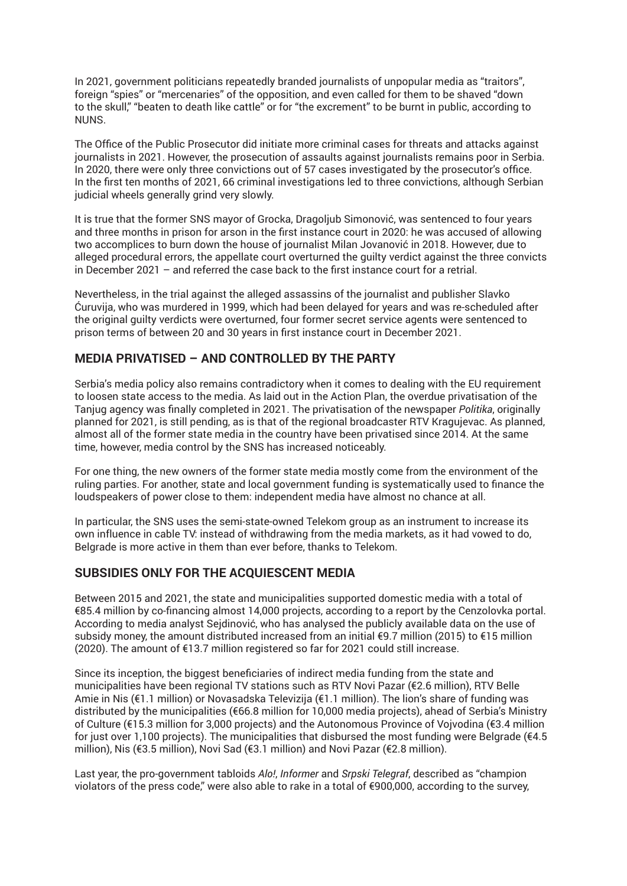In 2021, government politicians repeatedly branded journalists of unpopular media as "traitors", foreign "spies" or "mercenaries" of the opposition, and even called for them to be shaved "down to the skull," "beaten to death like cattle" or for "the excrement" to be burnt in public, according to NUNS.

The Office of the Public Prosecutor did initiate more criminal cases for threats and attacks against journalists in 2021. However, the prosecution of assaults against journalists remains poor in Serbia. In 2020, there were only three convictions out of 57 cases investigated by the prosecutor's office. In the first ten months of 2021, 66 criminal investigations led to three convictions, although Serbian judicial wheels generally grind very slowly.

It is true that the former SNS mayor of Grocka, Dragoljub Simonović, was sentenced to four years and three months in prison for arson in the first instance court in 2020: he was accused of allowing two accomplices to burn down the house of journalist Milan Jovanović in 2018. However, due to alleged procedural errors, the appellate court overturned the guilty verdict against the three convicts in December 2021 – and referred the case back to the first instance court for a retrial.

Nevertheless, in the trial against the alleged assassins of the journalist and publisher Slavko Ćuruvija, who was murdered in 1999, which had been delayed for years and was re-scheduled after the original guilty verdicts were overturned, four former secret service agents were sentenced to prison terms of between 20 and 30 years in first instance court in December 2021.

## MEDIA PRIVATISED – AND CONTROLLED BY THE PARTY

Serbia's media policy also remains contradictory when it comes to dealing with the EU requirement to loosen state access to the media. As laid out in the Action Plan, the overdue privatisation of the Tanjug agency was finally completed in 2021. The privatisation of the newspaper *Politika*, originally planned for 2021, is still pending, as is that of the regional broadcaster RTV Kragujevac. As planned, almost all of the former state media in the country have been privatised since 2014. At the same time, however, media control by the SNS has increased noticeably.

For one thing, the new owners of the former state media mostly come from the environment of the ruling parties. For another, state and local government funding is systematically used to finance the loudspeakers of power close to them: independent media have almost no chance at all.

In particular, the SNS uses the semi-state-owned Telekom group as an instrument to increase its own influence in cable TV: instead of withdrawing from the media markets, as it had vowed to do, Belgrade is more active in them than ever before, thanks to Telekom.

## SUBSIDIES ONLY FOR THE ACQUIESCENT MEDIA

Between 2015 and 2021, the state and municipalities supported domestic media with a total of €85.4 million by co-financing almost 14,000 projects, according to a report by the Cenzolovka portal. According to media analyst Sejdinović, who has analysed the publicly available data on the use of subsidy money, the amount distributed increased from an initial €9.7 million (2015) to €15 million (2020). The amount of €13.7 million registered so far for 2021 could still increase.

Since its inception, the biggest beneficiaries of indirect media funding from the state and municipalities have been regional TV stations such as RTV Novi Pazar (€2.6 million), RTV Belle Amie in Nis (€1.1 million) or Novasadska Televizija (€1.1 million). The lion's share of funding was distributed by the municipalities (€66.8 million for 10,000 media projects), ahead of Serbia's Ministry of Culture (€15.3 million for 3,000 projects) and the Autonomous Province of Vojvodina (€3.4 million for just over 1,100 projects). The municipalities that disbursed the most funding were Belgrade (€4.5 million), Nis (€3.5 million), Novi Sad (€3.1 million) and Novi Pazar (€2.8 million).

Last year, the pro-government tabloids *Alo!*, *Informer* and *Srpski Telegraf*, described as "champion violators of the press code," were also able to rake in a total of €900,000, according to the survey,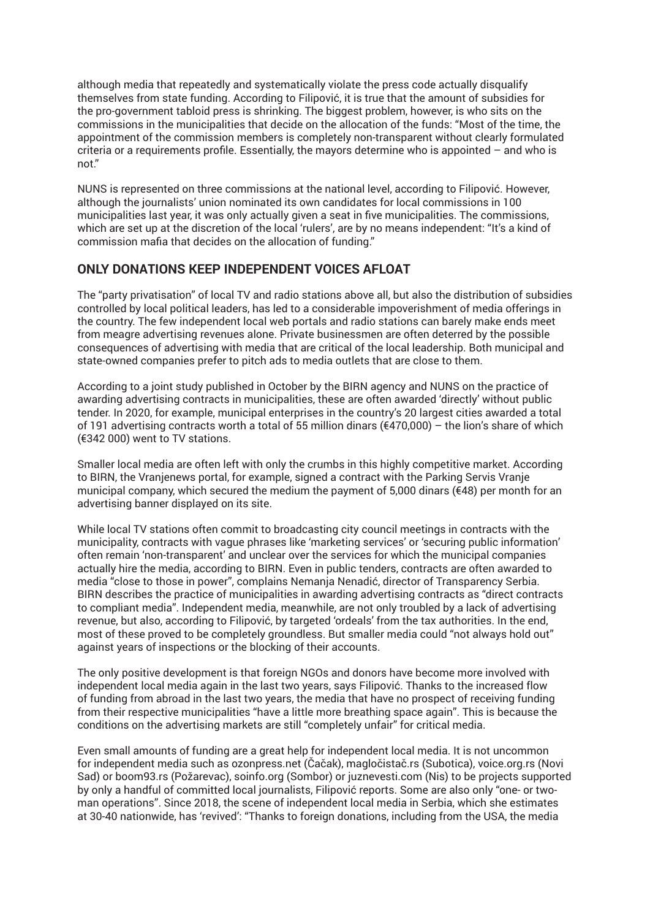although media that repeatedly and systematically violate the press code actually disqualify themselves from state funding. According to Filipović, it is true that the amount of subsidies for the pro-government tabloid press is shrinking. The biggest problem, however, is who sits on the commissions in the municipalities that decide on the allocation of the funds: "Most of the time, the appointment of the commission members is completely non-transparent without clearly formulated criteria or a requirements profile. Essentially, the mayors determine who is appointed – and who is not."

NUNS is represented on three commissions at the national level, according to Filipović. However, although the journalists' union nominated its own candidates for local commissions in 100 municipalities last year, it was only actually given a seat in five municipalities. The commissions, which are set up at the discretion of the local 'rulers', are by no means independent: "It's a kind of commission mafia that decides on the allocation of funding."

## ONLY DONATIONS KEEP INDEPENDENT VOICES AFLOAT

The "party privatisation" of local TV and radio stations above all, but also the distribution of subsidies controlled by local political leaders, has led to a considerable impoverishment of media offerings in the country. The few independent local web portals and radio stations can barely make ends meet from meagre advertising revenues alone. Private businessmen are often deterred by the possible consequences of advertising with media that are critical of the local leadership. Both municipal and state-owned companies prefer to pitch ads to media outlets that are close to them.

According to a joint study published in October by the BIRN agency and NUNS on the practice of awarding advertising contracts in municipalities, these are often awarded 'directly' without public tender. In 2020, for example, municipal enterprises in the country's 20 largest cities awarded a total of 191 advertising contracts worth a total of 55 million dinars (€470,000) – the lion's share of which (€342 000) went to TV stations.

Smaller local media are often left with only the crumbs in this highly competitive market. According to BIRN, the Vranjenews portal, for example, signed a contract with the Parking Servis Vranje municipal company, which secured the medium the payment of 5,000 dinars (€48) per month for an advertising banner displayed on its site.

While local TV stations often commit to broadcasting city council meetings in contracts with the municipality, contracts with vague phrases like 'marketing services' or 'securing public information' often remain 'non-transparent' and unclear over the services for which the municipal companies actually hire the media, according to BIRN. Even in public tenders, contracts are often awarded to media "close to those in power", complains Nemanja Nenadić, director of Transparency Serbia. BIRN describes the practice of municipalities in awarding advertising contracts as "direct contracts to compliant media". Independent media, meanwhile, are not only troubled by a lack of advertising revenue, but also, according to Filipović, by targeted 'ordeals' from the tax authorities. In the end, most of these proved to be completely groundless. But smaller media could "not always hold out" against years of inspections or the blocking of their accounts.

The only positive development is that foreign NGOs and donors have become more involved with independent local media again in the last two years, says Filipović. Thanks to the increased flow of funding from abroad in the last two years, the media that have no prospect of receiving funding from their respective municipalities "have a little more breathing space again". This is because the conditions on the advertising markets are still "completely unfair" for critical media.

Even small amounts of funding are a great help for independent local media. It is not uncommon for independent media such as ozonpress.net (Čačak), magločistač.rs (Subotica), voice.org.rs (Novi Sad) or boom93.rs (Požarevac), soinfo.org (Sombor) or juznevesti.com (Nis) to be projects supported by only a handful of committed local journalists, Filipović reports. Some are also only "one- or two-man operations". Since 2018, the scene of independent local media in Serbia, which she estimates at 30-40 nationwide, has 'revived': "Thanks to foreign donations, including from the USA, the media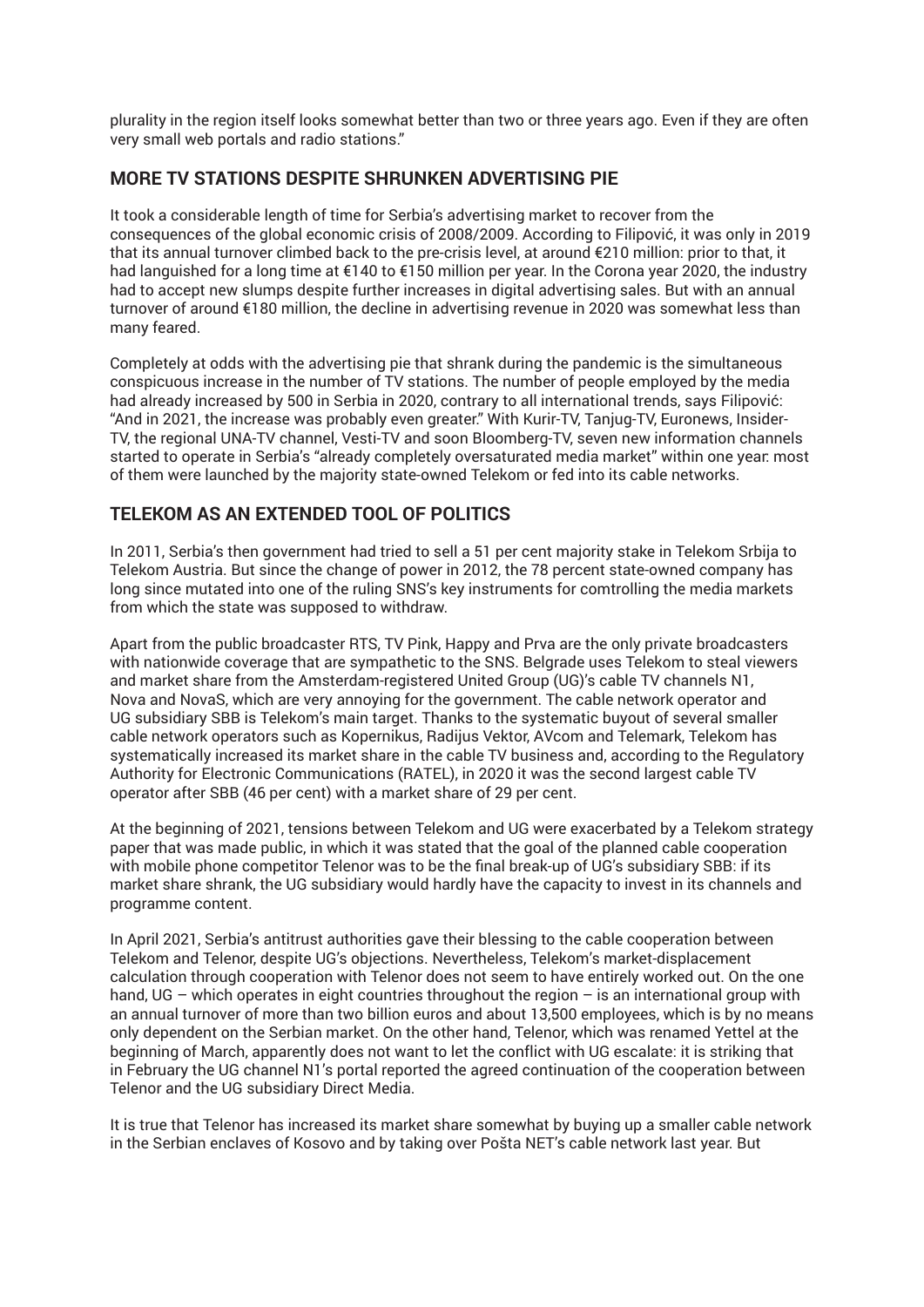plurality in the region itself looks somewhat better than two or three years ago. Even if they are often very small web portals and radio stations."

## MORE TV STATIONS DESPITE SHRUNKEN ADVERTISING PIE

It took a considerable length of time for Serbia's advertising market to recover from the consequences of the global economic crisis of 2008/2009. According to Filipović, it was only in 2019 that its annual turnover climbed back to the pre-crisis level, at around €210 million: prior to that, it had languished for a long time at €140 to €150 million per year. In the Corona year 2020, the industry had to accept new slumps despite further increases in digital advertising sales. But with an annual turnover of around €180 million, the decline in advertising revenue in 2020 was somewhat less than many feared.

Completely at odds with the advertising pie that shrank during the pandemic is the simultaneous conspicuous increase in the number of TV stations. The number of people employed by the media had already increased by 500 in Serbia in 2020, contrary to all international trends, says Filipović: "And in 2021, the increase was probably even greater." With Kurir-TV, Tanjug-TV, Euronews, Insider-TV, the regional UNA-TV channel, Vesti-TV and soon Bloomberg-TV, seven new information channels started to operate in Serbia's "already completely oversaturated media market" within one year: most of them were launched by the majority state-owned Telekom or fed into its cable networks.

## TELEKOM AS AN EXTENDED TOOL OF POLITICS

In 2011, Serbia's then government had tried to sell a 51 per cent majority stake in Telekom Srbija to Telekom Austria. But since the change of power in 2012, the 78 percent state-owned company has long since mutated into one of the ruling SNS's key instruments for comtrolling the media markets from which the state was supposed to withdraw.

Apart from the public broadcaster RTS, TV Pink, Happy and Prva are the only private broadcasters with nationwide coverage that are sympathetic to the SNS. Belgrade uses Telekom to steal viewers and market share from the Amsterdam-registered United Group (UG)'s cable TV channels N1, Nova and NovaS, which are very annoying for the government. The cable network operator and UG subsidiary SBB is Telekom's main target. Thanks to the systematic buyout of several smaller cable network operators such as Kopernikus, Radijus Vektor, AVcom and Telemark, Telekom has systematically increased its market share in the cable TV business and, according to the Regulatory Authority for Electronic Communications (RATEL), in 2020 it was the second largest cable TV operator after SBB (46 per cent) with a market share of 29 per cent.

At the beginning of 2021, tensions between Telekom and UG were exacerbated by a Telekom strategy paper that was made public, in which it was stated that the goal of the planned cable cooperation with mobile phone competitor Telenor was to be the final break-up of UG's subsidiary SBB: if its market share shrank, the UG subsidiary would hardly have the capacity to invest in its channels and programme content.

In April 2021, Serbia's antitrust authorities gave their blessing to the cable cooperation between Telekom and Telenor, despite UG's objections. Nevertheless, Telekom's market-displacement calculation through cooperation with Telenor does not seem to have entirely worked out. On the one hand, UG – which operates in eight countries throughout the region – is an international group with an annual turnover of more than two billion euros and about 13,500 employees, which is by no means only dependent on the Serbian market. On the other hand, Telenor, which was renamed Yettel at the beginning of March, apparently does not want to let the conflict with UG escalate: it is striking that in February the UG channel N1's portal reported the agreed continuation of the cooperation between Telenor and the UG subsidiary Direct Media.

It is true that Telenor has increased its market share somewhat by buying up a smaller cable network in the Serbian enclaves of Kosovo and by taking over Pošta NET's cable network last year. But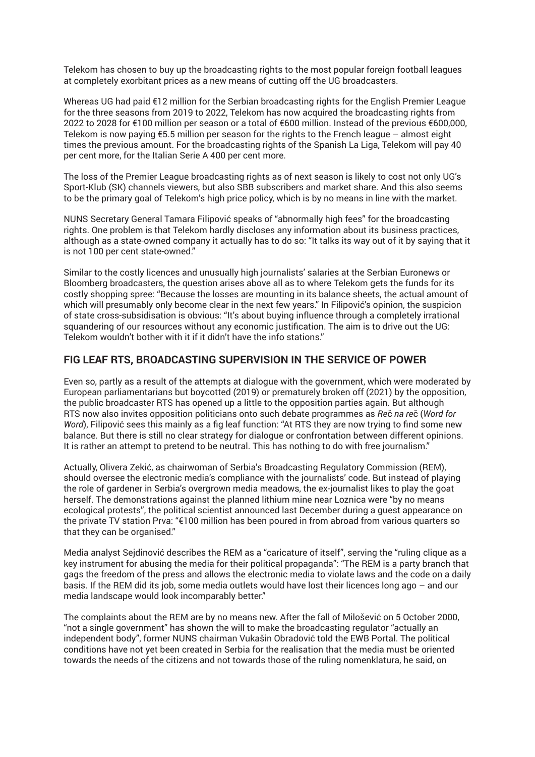Telekom has chosen to buy up the broadcasting rights to the most popular foreign football leagues at completely exorbitant prices as a new means of cutting off the UG broadcasters.

Whereas UG had paid €12 million for the Serbian broadcasting rights for the English Premier League for the three seasons from 2019 to 2022, Telekom has now acquired the broadcasting rights from 2022 to 2028 for €100 million per season or a total of €600 million. Instead of the previous €600,000, Telekom is now paying €5.5 million per season for the rights to the French league – almost eight times the previous amount. For the broadcasting rights of the Spanish La Liga, Telekom will pay 40 per cent more, for the Italian Serie A 400 per cent more.

The loss of the Premier League broadcasting rights as of next season is likely to cost not only UG's Sport-Klub (SK) channels viewers, but also SBB subscribers and market share. And this also seems to be the primary goal of Telekom's high price policy, which is by no means in line with the market.

NUNS Secretary General Tamara Filipović speaks of "abnormally high fees" for the broadcasting rights. One problem is that Telekom hardly discloses any information about its business practices, although as a state-owned company it actually has to do so: "It talks its way out of it by saying that it is not 100 per cent state-owned."

Similar to the costly licences and unusually high journalists' salaries at the Serbian Euronews or Bloomberg broadcasters, the question arises above all as to where Telekom gets the funds for its costly shopping spree: "Because the losses are mounting in its balance sheets, the actual amount of which will presumably only become clear in the next few years." In Filipović's opinion, the suspicion of state cross-subsidisation is obvious: "It's about buying influence through a completely irrational squandering of our resources without any economic justification. The aim is to drive out the UG: Telekom wouldn't bother with it if it didn't have the info stations."

## FIG LEAF RTS, BROADCASTING SUPERVISION IN THE SERVICE OF POWER

Even so, partly as a result of the attempts at dialogue with the government, which were moderated by European parliamentarians but boycotted (2019) or prematurely broken off (2021) by the opposition, the public broadcaster RTS has opened up a little to the opposition parties again. But although RTS now also invites opposition politicians onto such debate programmes as *Reč na reč* (*Word for Word*), Filipović sees this mainly as a fig leaf function: "At RTS they are now trying to find some new balance. But there is still no clear strategy for dialogue or confrontation between different opinions. It is rather an attempt to pretend to be neutral. This has nothing to do with free journalism."

Actually, Olivera Zekić, as chairwoman of Serbia's Broadcasting Regulatory Commission (REM), should oversee the electronic media's compliance with the journalists' code. But instead of playing the role of gardener in Serbia's overgrown media meadows, the ex-journalist likes to play the goat herself. The demonstrations against the planned lithium mine near Loznica were "by no means ecological protests", the political scientist announced last December during a guest appearance on the private TV station Prva: "€100 million has been poured in from abroad from various quarters so that they can be organised."

Media analyst Sejdinović describes the REM as a "caricature of itself", serving the "ruling clique as a key instrument for abusing the media for their political propaganda": "The REM is a party branch that gags the freedom of the press and allows the electronic media to violate laws and the code on a daily basis. If the REM did its job, some media outlets would have lost their licences long ago – and our media landscape would look incomparably better."

The complaints about the REM are by no means new. After the fall of Milošević on 5 October 2000, "not a single government" has shown the will to make the broadcasting regulator "actually an independent body", former NUNS chairman Vukašin Obradović told the EWB Portal. The political conditions have not yet been created in Serbia for the realisation that the media must be oriented towards the needs of the citizens and not towards those of the ruling nomenklatura, he said, on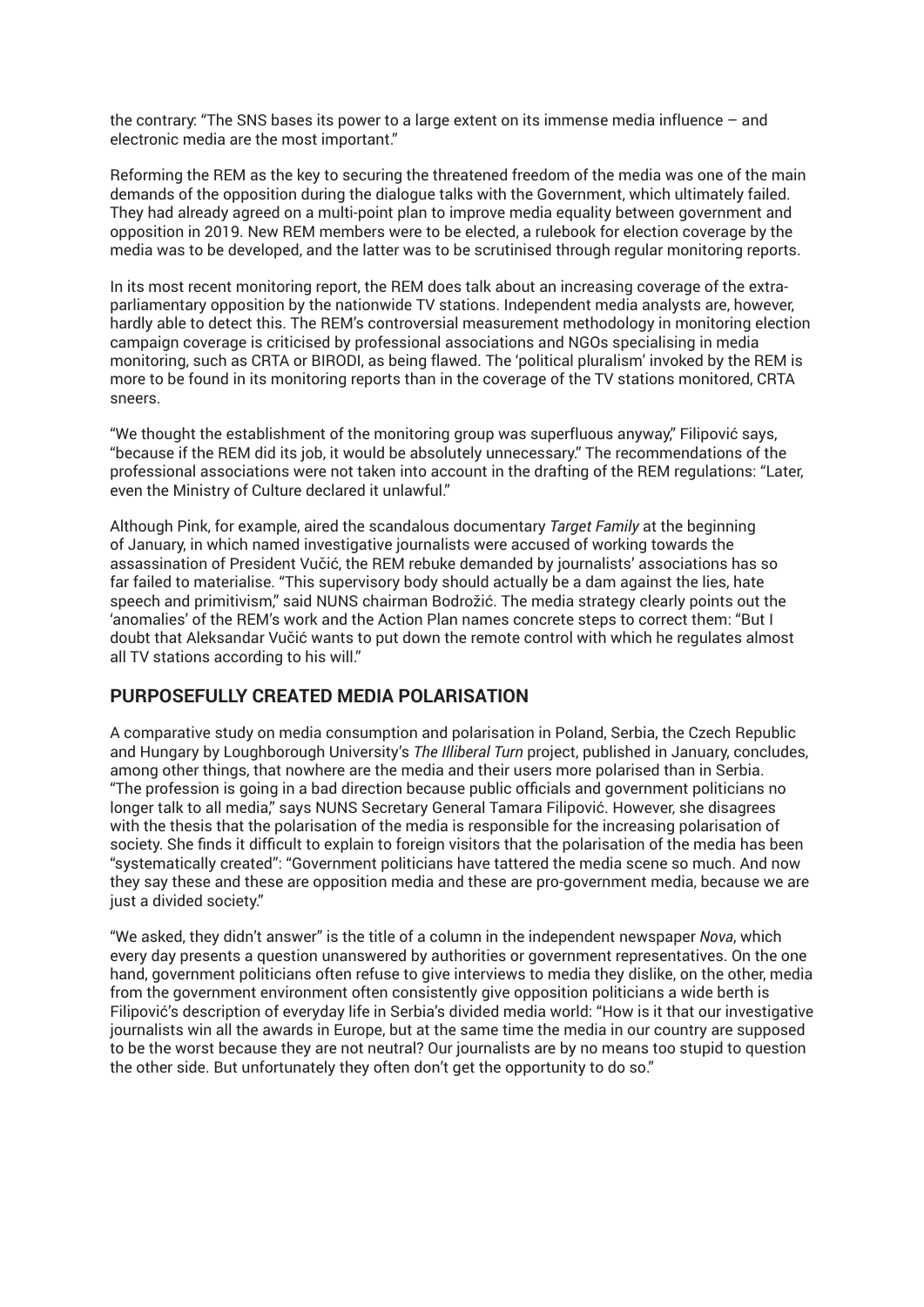the contrary: "The SNS bases its power to a large extent on its immense media influence – and electronic media are the most important."

Reforming the REM as the key to securing the threatened freedom of the media was one of the main demands of the opposition during the dialogue talks with the Government, which ultimately failed. They had already agreed on a multi-point plan to improve media equality between government and opposition in 2019. New REM members were to be elected, a rulebook for election coverage by the media was to be developed, and the latter was to be scrutinised through regular monitoring reports.

In its most recent monitoring report, the REM does talk about an increasing coverage of the extra-parliamentary opposition by the nationwide TV stations. Independent media analysts are, however, hardly able to detect this. The REM's controversial measurement methodology in monitoring election campaign coverage is criticised by professional associations and NGOs specialising in media monitoring, such as CRTA or BIRODI, as being flawed. The 'political pluralism' invoked by the REM is more to be found in its monitoring reports than in the coverage of the TV stations monitored, CRTA sneers.

"We thought the establishment of the monitoring group was superfluous anyway," Filipović says, "because if the REM did its job, it would be absolutely unnecessary." The recommendations of the professional associations were not taken into account in the drafting of the REM regulations: "Later, even the Ministry of Culture declared it unlawful."

Although Pink, for example, aired the scandalous documentary *Target Family* at the beginning of January, in which named investigative journalists were accused of working towards the assassination of President Vučić, the REM rebuke demanded by journalists' associations has so far failed to materialise. "This supervisory body should actually be a dam against the lies, hate speech and primitivism," said NUNS chairman Bodrožić. The media strategy clearly points out the 'anomalies' of the REM's work and the Action Plan names concrete steps to correct them: "But I doubt that Aleksandar Vučić wants to put down the remote control with which he regulates almost all TV stations according to his will."

## PURPOSEFULLY CREATED MEDIA POLARISATION

A comparative study on media consumption and polarisation in Poland, Serbia, the Czech Republic and Hungary by Loughborough University's *The Illiberal Turn* project, published in January, concludes, among other things, that nowhere are the media and their users more polarised than in Serbia. "The profession is going in a bad direction because public officials and government politicians no longer talk to all media," says NUNS Secretary General Tamara Filipović. However, she disagrees with the thesis that the polarisation of the media is responsible for the increasing polarisation of society. She finds it difficult to explain to foreign visitors that the polarisation of the media has been "systematically created": "Government politicians have tattered the media scene so much. And now they say these and these are opposition media and these are pro-government media, because we are just a divided society."

"We asked, they didn't answer" is the title of a column in the independent newspaper *Nova*, which every day presents a question unanswered by authorities or government representatives. On the one hand, government politicians often refuse to give interviews to media they dislike, on the other, media from the government environment often consistently give opposition politicians a wide berth is Filipović's description of everyday life in Serbia's divided media world: "How is it that our investigative journalists win all the awards in Europe, but at the same time the media in our country are supposed to be the worst because they are not neutral? Our journalists are by no means too stupid to question the other side. But unfortunately they often don't get the opportunity to do so."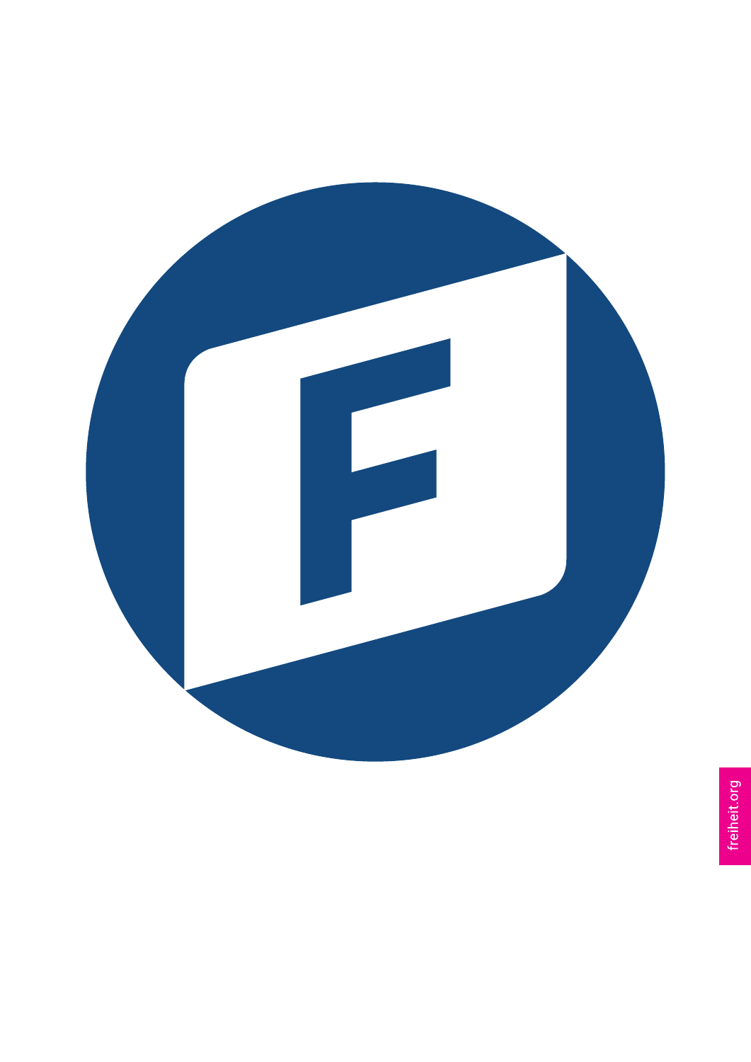freiheit.org